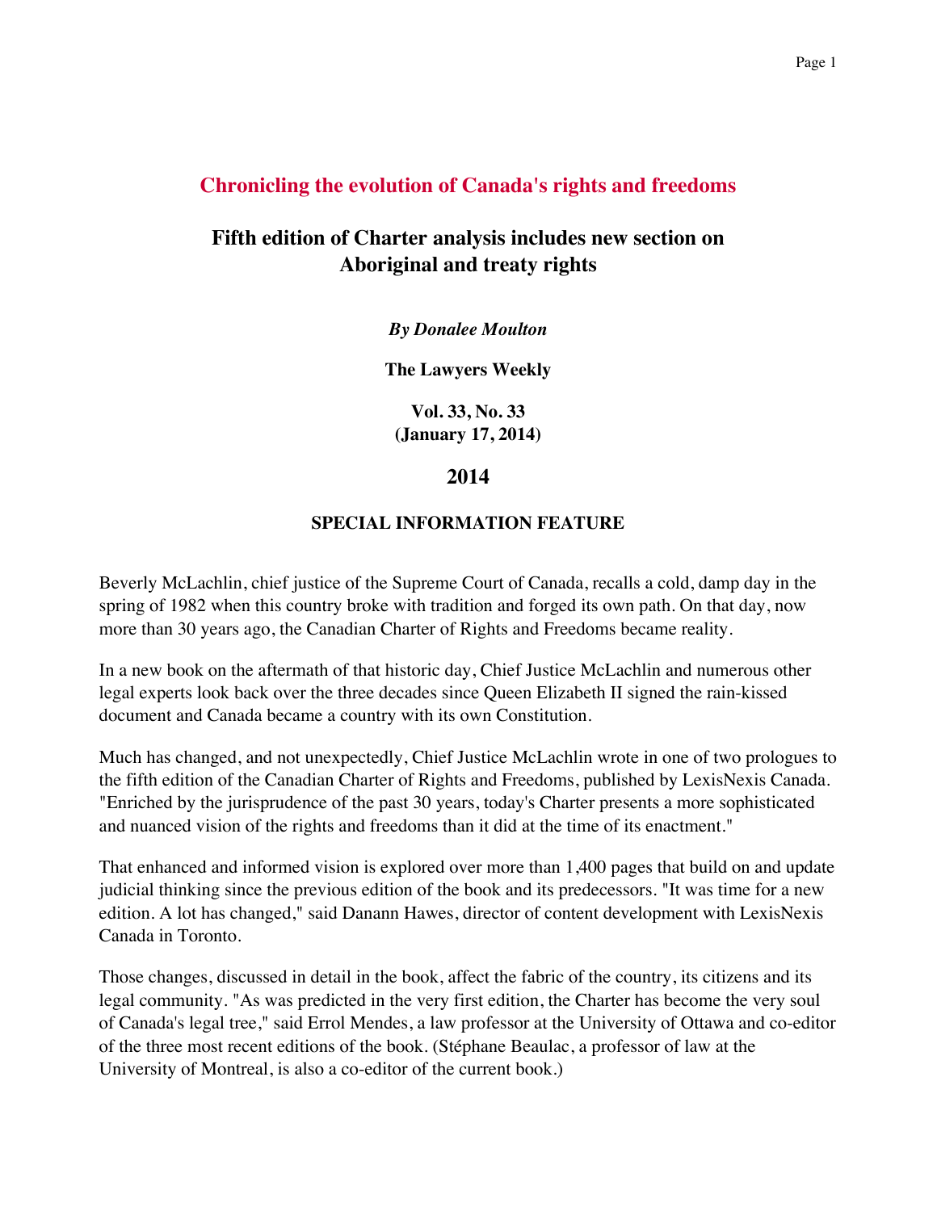# Chronicling the evolution of Canada's rights and freedoms

## Fifth edition of Charter analysis includes new section on Aboriginal and treaty rights

***By Donalee Moulton***

**The Lawyers Weekly**

**Vol. 33, No. 33**
**(January 17, 2014)**

**2014**

**SPECIAL INFORMATION FEATURE**

Beverly McLachlin, chief justice of the Supreme Court of Canada, recalls a cold, damp day in the spring of 1982 when this country broke with tradition and forged its own path. On that day, now more than 30 years ago, the Canadian Charter of Rights and Freedoms became reality.

In a new book on the aftermath of that historic day, Chief Justice McLachlin and numerous other legal experts look back over the three decades since Queen Elizabeth II signed the rain-kissed document and Canada became a country with its own Constitution.

Much has changed, and not unexpectedly, Chief Justice McLachlin wrote in one of two prologues to the fifth edition of the Canadian Charter of Rights and Freedoms, published by LexisNexis Canada. "Enriched by the jurisprudence of the past 30 years, today's Charter presents a more sophisticated and nuanced vision of the rights and freedoms than it did at the time of its enactment."

That enhanced and informed vision is explored over more than 1,400 pages that build on and update judicial thinking since the previous edition of the book and its predecessors. "It was time for a new edition. A lot has changed," said Danann Hawes, director of content development with LexisNexis Canada in Toronto.

Those changes, discussed in detail in the book, affect the fabric of the country, its citizens and its legal community. "As was predicted in the very first edition, the Charter has become the very soul of Canada's legal tree," said Errol Mendes, a law professor at the University of Ottawa and co-editor of the three most recent editions of the book. (Stéphane Beaulac, a professor of law at the University of Montreal, is also a co-editor of the current book.)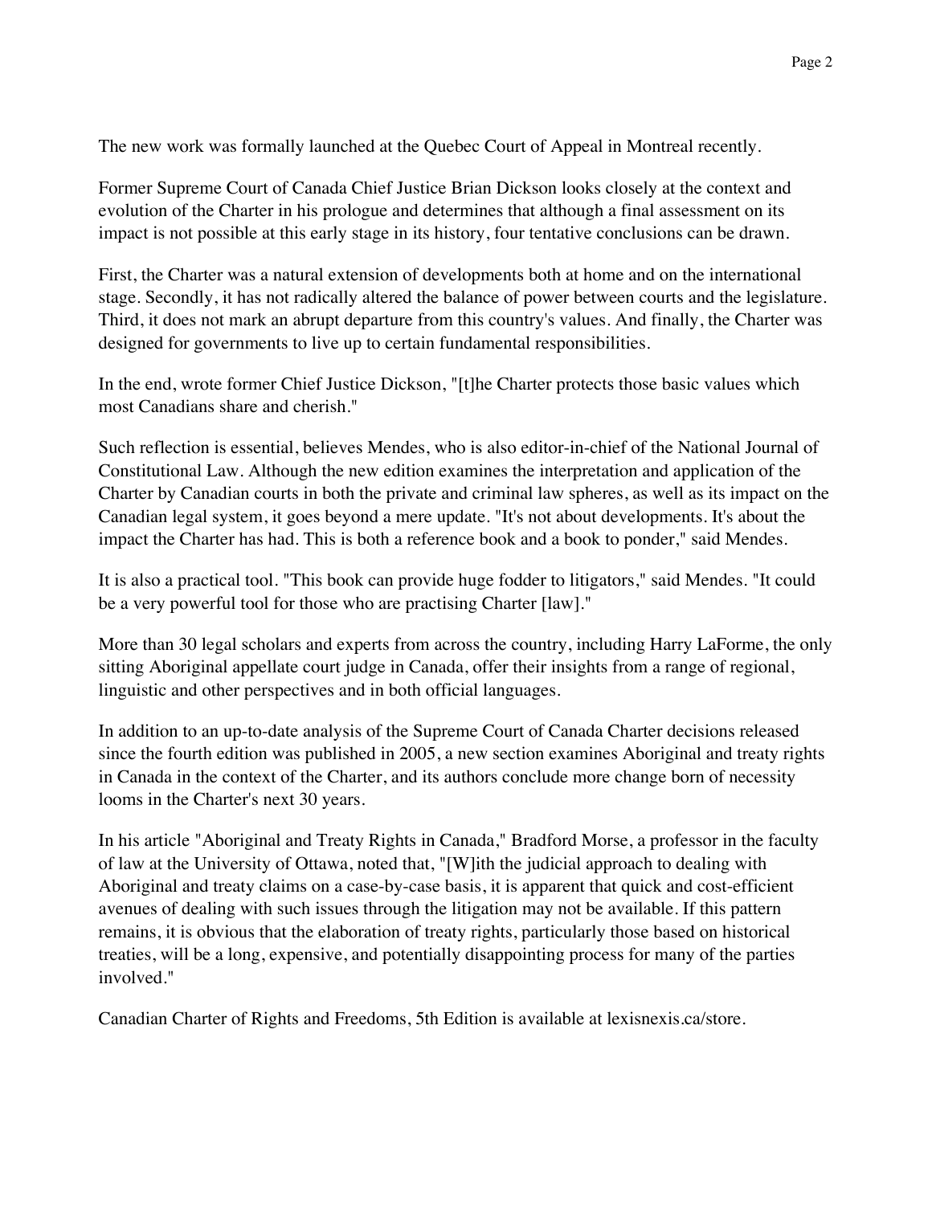The new work was formally launched at the Quebec Court of Appeal in Montreal recently.

Former Supreme Court of Canada Chief Justice Brian Dickson looks closely at the context and evolution of the Charter in his prologue and determines that although a final assessment on its impact is not possible at this early stage in its history, four tentative conclusions can be drawn.

First, the Charter was a natural extension of developments both at home and on the international stage. Secondly, it has not radically altered the balance of power between courts and the legislature. Third, it does not mark an abrupt departure from this country's values. And finally, the Charter was designed for governments to live up to certain fundamental responsibilities.

In the end, wrote former Chief Justice Dickson, "[t]he Charter protects those basic values which most Canadians share and cherish."

Such reflection is essential, believes Mendes, who is also editor-in-chief of the National Journal of Constitutional Law. Although the new edition examines the interpretation and application of the Charter by Canadian courts in both the private and criminal law spheres, as well as its impact on the Canadian legal system, it goes beyond a mere update. "It's not about developments. It's about the impact the Charter has had. This is both a reference book and a book to ponder," said Mendes.

It is also a practical tool. "This book can provide huge fodder to litigators," said Mendes. "It could be a very powerful tool for those who are practising Charter [law]."

More than 30 legal scholars and experts from across the country, including Harry LaForme, the only sitting Aboriginal appellate court judge in Canada, offer their insights from a range of regional, linguistic and other perspectives and in both official languages.

In addition to an up-to-date analysis of the Supreme Court of Canada Charter decisions released since the fourth edition was published in 2005, a new section examines Aboriginal and treaty rights in Canada in the context of the Charter, and its authors conclude more change born of necessity looms in the Charter's next 30 years.

In his article "Aboriginal and Treaty Rights in Canada," Bradford Morse, a professor in the faculty of law at the University of Ottawa, noted that, "[W]ith the judicial approach to dealing with Aboriginal and treaty claims on a case-by-case basis, it is apparent that quick and cost-efficient avenues of dealing with such issues through the litigation may not be available. If this pattern remains, it is obvious that the elaboration of treaty rights, particularly those based on historical treaties, will be a long, expensive, and potentially disappointing process for many of the parties involved."

Canadian Charter of Rights and Freedoms, 5th Edition is available at lexisnexis.ca/store.